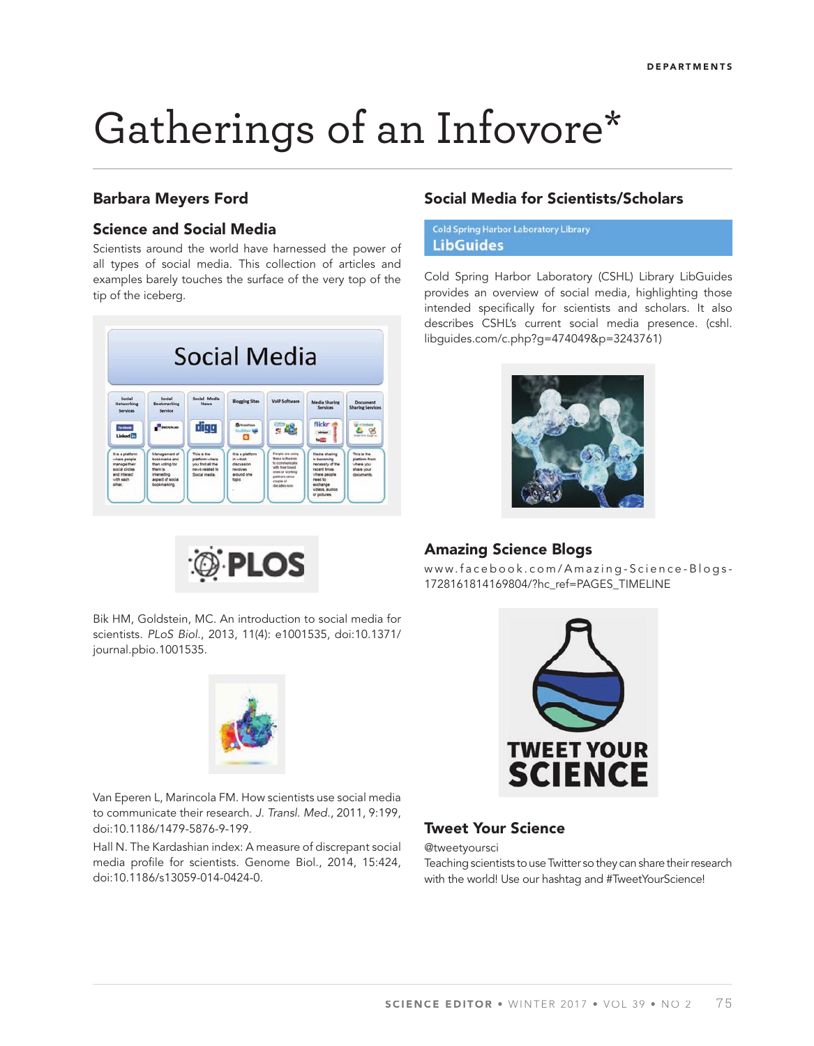# Gatherings of an Infovore*

## Barbara Meyers Ford

### Science and Social Media

Scientists around the world have harnessed the power of all types of social media. This collection of articles and examples barely touches the surface of the very top of the tip of the iceberg.

Bik HM, Goldstein, MC. An introduction to social media for scientists. *PLoS Biol.*, 2013, 11(4): e1001535, doi:10.1371/journal.pbio.1001535.

Van Eperen L, Marincola FM. How scientists use social media to communicate their research. *J. Transl. Med.*, 2011, 9:199, doi:10.1186/1479-5876-9-199.

Hall N. The Kardashian index: A measure of discrepant social media profile for scientists. Genome Biol., 2014, 15:424, doi:10.1186/s13059-014-0424-0.

### Social Media for Scientists/Scholars

Cold Spring Harbor Laboratory Library LibGuides

Cold Spring Harbor Laboratory (CSHL) Library LibGuides provides an overview of social media, highlighting those intended specifically for scientists and scholars. It also describes CSHL's current social media presence. (cshl.libguides.com/c.php?g=474049&p=3243761)

### Amazing Science Blogs

www.facebook.com/Amazing-Science-Blogs-1728161814169804/?hc_ref=PAGES_TIMELINE

### Tweet Your Science

@tweetyoursci

Teaching scientists to use Twitter so they can share their research with the world! Use our hashtag and #TweetYourScience!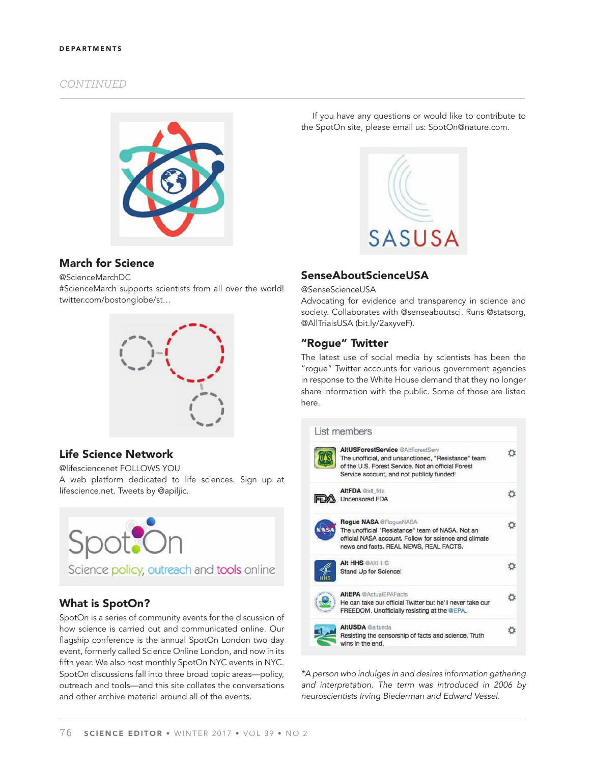CONTINUED

## March for Science

@ScienceMarchDC
#ScienceMarch supports scientists from all over the world! twitter.com/bostonglobe/st…

## Life Science Network

@lifesciencenet FOLLOWS YOU
A web platform dedicated to life sciences. Sign up at lifescience.net. Tweets by @apiljic.

## What is SpotOn?

SpotOn is a series of community events for the discussion of how science is carried out and communicated online. Our flagship conference is the annual SpotOn London two day event, formerly called Science Online London, and now in its fifth year. We also host monthly SpotOn NYC events in NYC. SpotOn discussions fall into three broad topic areas—policy, outreach and tools—and this site collates the conversations and other archive material around all of the events.

If you have any questions or would like to contribute to the SpotOn site, please email us: SpotOn@nature.com.

## SenseAboutScienceUSA

@SenseScienceUSA
Advocating for evidence and transparency in science and society. Collaborates with @senseaboutsci. Runs @statsorg, @AllTrialsUSA (bit.ly/2axyveF).

## "Rogue" Twitter

The latest use of social media by scientists has been the "rogue" Twitter accounts for various government agencies in response to the White House demand that they no longer share information with the public. Some of those are listed here.

List members

- **AltUSForestService** @AltForestServ
  The unofficial, and unsanctioned, "Resistance" team of the U.S. Forest Service. Not an official Forest Service account, and not publicly funded!
- **AltFDA** @alt_fda
  Uncensored FDA
- **Rogue NASA** @RogueNASA
  The unofficial "Resistance" team of NASA. Not an official NASA account. Follow for science and climate news and facts. REAL NEWS, REAL FACTS.
- **Alt HHS** @AltHHS
  Stand Up for Science!
- **AltEPA** @ActualEPAFacts
  He can take our official Twitter but he'll never take our FREEDOM. Unofficially resisting at the @EPA.
- **AltUSDA** @altusda
  Resisting the censorship of facts and science. Truth wins in the end.

*\*A person who indulges in and desires information gathering and interpretation. The term was introduced in 2006 by neuroscientists Irving Biederman and Edward Vessel.*